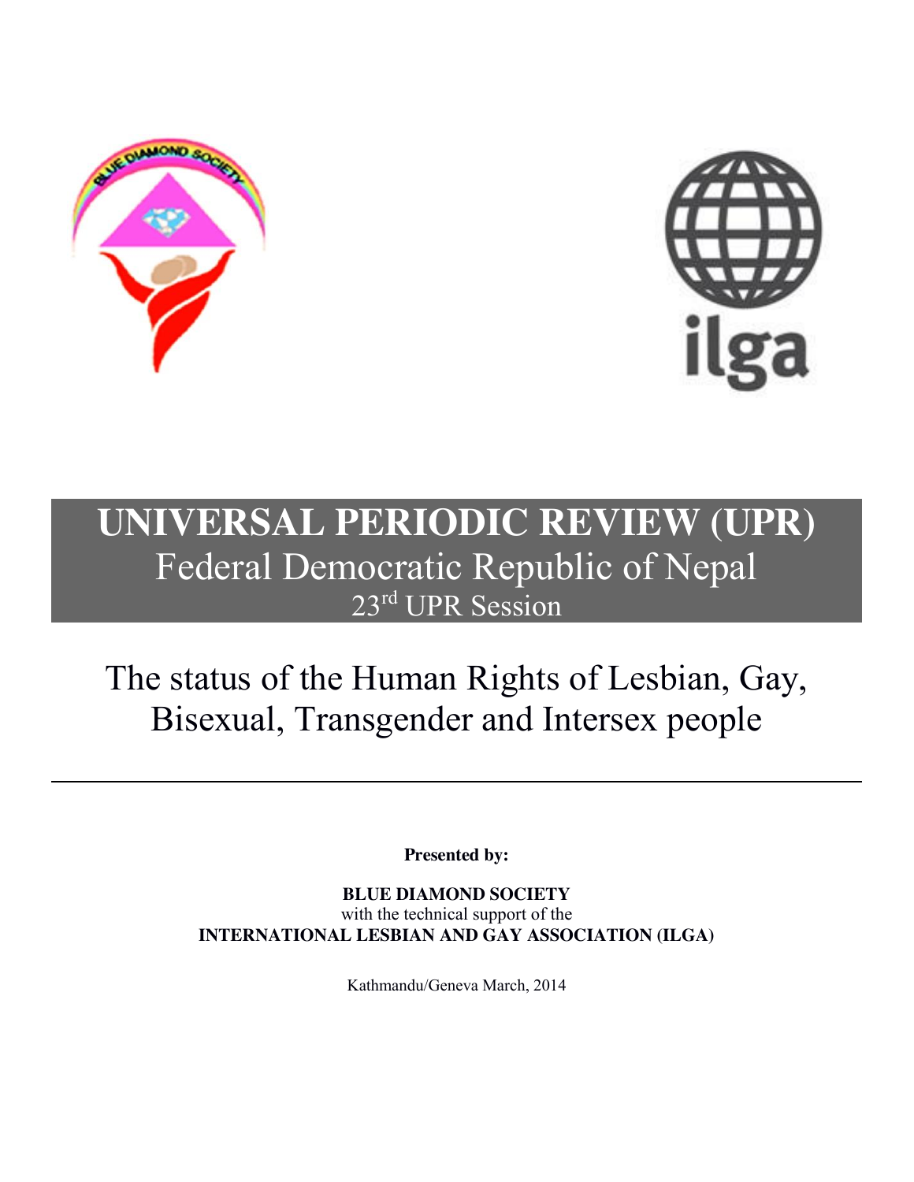# UNIVERSAL PERIODIC REVIEW (UPR)

## Federal Democratic Republic of Nepal

### 23rd UPR Session

## The status of the Human Rights of Lesbian, Gay, Bisexual, Transgender and Intersex people

---

**Presented by:**

**BLUE DIAMOND SOCIETY**
with the technical support of the
**INTERNATIONAL LESBIAN AND GAY ASSOCIATION (ILGA)**

Kathmandu/Geneva March, 2014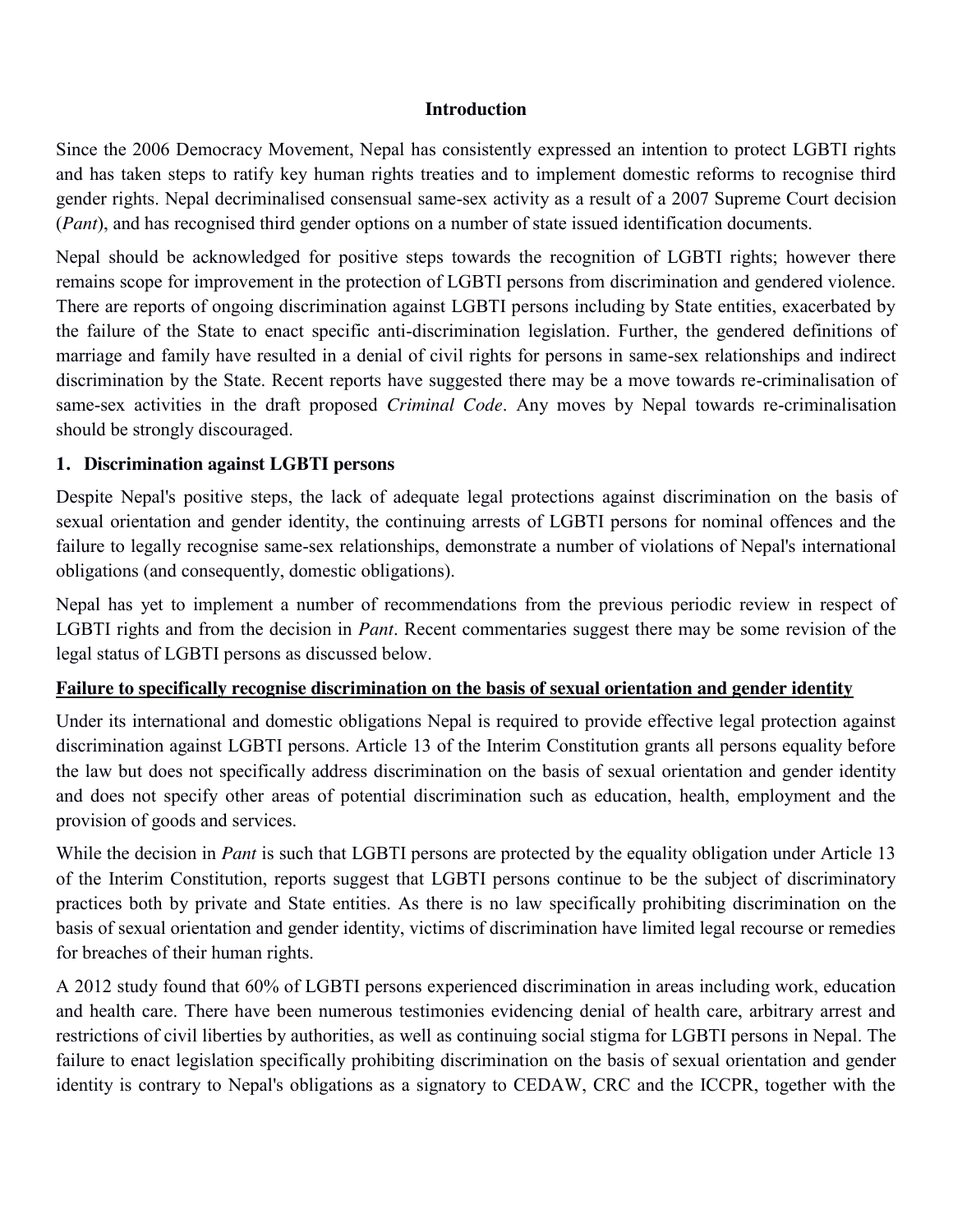**Introduction**

Since the 2006 Democracy Movement, Nepal has consistently expressed an intention to protect LGBTI rights and has taken steps to ratify key human rights treaties and to implement domestic reforms to recognise third gender rights. Nepal decriminalised consensual same-sex activity as a result of a 2007 Supreme Court decision (*Pant*), and has recognised third gender options on a number of state issued identification documents.

Nepal should be acknowledged for positive steps towards the recognition of LGBTI rights; however there remains scope for improvement in the protection of LGBTI persons from discrimination and gendered violence. There are reports of ongoing discrimination against LGBTI persons including by State entities, exacerbated by the failure of the State to enact specific anti-discrimination legislation. Further, the gendered definitions of marriage and family have resulted in a denial of civil rights for persons in same-sex relationships and indirect discrimination by the State. Recent reports have suggested there may be a move towards re-criminalisation of same-sex activities in the draft proposed *Criminal Code*. Any moves by Nepal towards re-criminalisation should be strongly discouraged.

## 1. Discrimination against LGBTI persons

Despite Nepal's positive steps, the lack of adequate legal protections against discrimination on the basis of sexual orientation and gender identity, the continuing arrests of LGBTI persons for nominal offences and the failure to legally recognise same-sex relationships, demonstrate a number of violations of Nepal's international obligations (and consequently, domestic obligations).

Nepal has yet to implement a number of recommendations from the previous periodic review in respect of LGBTI rights and from the decision in *Pant*. Recent commentaries suggest there may be some revision of the legal status of LGBTI persons as discussed below.

**Failure to specifically recognise discrimination on the basis of sexual orientation and gender identity**

Under its international and domestic obligations Nepal is required to provide effective legal protection against discrimination against LGBTI persons. Article 13 of the Interim Constitution grants all persons equality before the law but does not specifically address discrimination on the basis of sexual orientation and gender identity and does not specify other areas of potential discrimination such as education, health, employment and the provision of goods and services.

While the decision in *Pant* is such that LGBTI persons are protected by the equality obligation under Article 13 of the Interim Constitution, reports suggest that LGBTI persons continue to be the subject of discriminatory practices both by private and State entities. As there is no law specifically prohibiting discrimination on the basis of sexual orientation and gender identity, victims of discrimination have limited legal recourse or remedies for breaches of their human rights.

A 2012 study found that 60% of LGBTI persons experienced discrimination in areas including work, education and health care. There have been numerous testimonies evidencing denial of health care, arbitrary arrest and restrictions of civil liberties by authorities, as well as continuing social stigma for LGBTI persons in Nepal. The failure to enact legislation specifically prohibiting discrimination on the basis of sexual orientation and gender identity is contrary to Nepal's obligations as a signatory to CEDAW, CRC and the ICCPR, together with the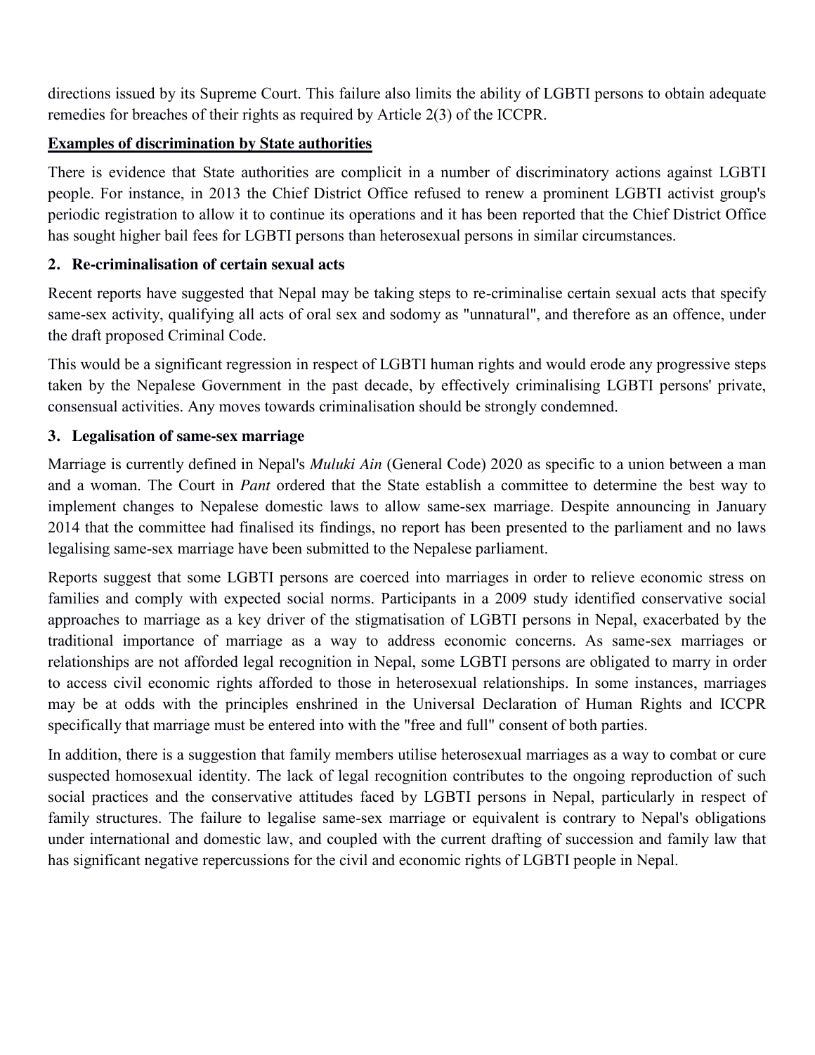directions issued by its Supreme Court. This failure also limits the ability of LGBTI persons to obtain adequate remedies for breaches of their rights as required by Article 2(3) of the ICCPR.

**Examples of discrimination by State authorities**

There is evidence that State authorities are complicit in a number of discriminatory actions against LGBTI people. For instance, in 2013 the Chief District Office refused to renew a prominent LGBTI activist group's periodic registration to allow it to continue its operations and it has been reported that the Chief District Office has sought higher bail fees for LGBTI persons than heterosexual persons in similar circumstances.

## 2. Re-criminalisation of certain sexual acts

Recent reports have suggested that Nepal may be taking steps to re-criminalise certain sexual acts that specify same-sex activity, qualifying all acts of oral sex and sodomy as "unnatural", and therefore as an offence, under the draft proposed Criminal Code.

This would be a significant regression in respect of LGBTI human rights and would erode any progressive steps taken by the Nepalese Government in the past decade, by effectively criminalising LGBTI persons' private, consensual activities. Any moves towards criminalisation should be strongly condemned.

## 3. Legalisation of same-sex marriage

Marriage is currently defined in Nepal's *Muluki Ain* (General Code) 2020 as specific to a union between a man and a woman. The Court in *Pant* ordered that the State establish a committee to determine the best way to implement changes to Nepalese domestic laws to allow same-sex marriage. Despite announcing in January 2014 that the committee had finalised its findings, no report has been presented to the parliament and no laws legalising same-sex marriage have been submitted to the Nepalese parliament.

Reports suggest that some LGBTI persons are coerced into marriages in order to relieve economic stress on families and comply with expected social norms. Participants in a 2009 study identified conservative social approaches to marriage as a key driver of the stigmatisation of LGBTI persons in Nepal, exacerbated by the traditional importance of marriage as a way to address economic concerns. As same-sex marriages or relationships are not afforded legal recognition in Nepal, some LGBTI persons are obligated to marry in order to access civil economic rights afforded to those in heterosexual relationships. In some instances, marriages may be at odds with the principles enshrined in the Universal Declaration of Human Rights and ICCPR specifically that marriage must be entered into with the "free and full" consent of both parties.

In addition, there is a suggestion that family members utilise heterosexual marriages as a way to combat or cure suspected homosexual identity. The lack of legal recognition contributes to the ongoing reproduction of such social practices and the conservative attitudes faced by LGBTI persons in Nepal, particularly in respect of family structures. The failure to legalise same-sex marriage or equivalent is contrary to Nepal's obligations under international and domestic law, and coupled with the current drafting of succession and family law that has significant negative repercussions for the civil and economic rights of LGBTI people in Nepal.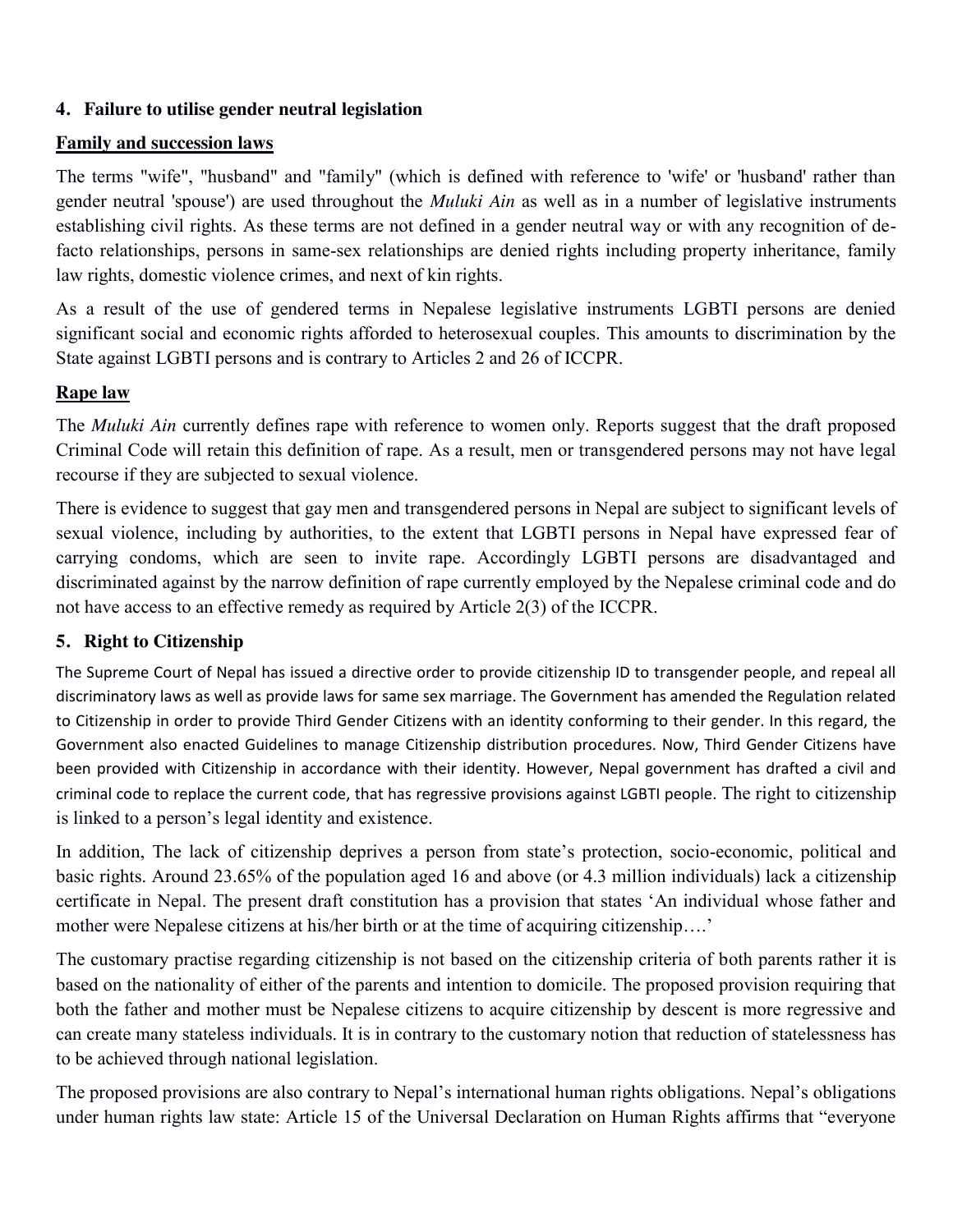## 4. Failure to utilise gender neutral legislation

### Family and succession laws

The terms "wife", "husband" and "family" (which is defined with reference to 'wife' or 'husband' rather than gender neutral 'spouse') are used throughout the *Muluki Ain* as well as in a number of legislative instruments establishing civil rights. As these terms are not defined in a gender neutral way or with any recognition of de-facto relationships, persons in same-sex relationships are denied rights including property inheritance, family law rights, domestic violence crimes, and next of kin rights.

As a result of the use of gendered terms in Nepalese legislative instruments LGBTI persons are denied significant social and economic rights afforded to heterosexual couples. This amounts to discrimination by the State against LGBTI persons and is contrary to Articles 2 and 26 of ICCPR.

### Rape law

The *Muluki Ain* currently defines rape with reference to women only. Reports suggest that the draft proposed Criminal Code will retain this definition of rape. As a result, men or transgendered persons may not have legal recourse if they are subjected to sexual violence.

There is evidence to suggest that gay men and transgendered persons in Nepal are subject to significant levels of sexual violence, including by authorities, to the extent that LGBTI persons in Nepal have expressed fear of carrying condoms, which are seen to invite rape. Accordingly LGBTI persons are disadvantaged and discriminated against by the narrow definition of rape currently employed by the Nepalese criminal code and do not have access to an effective remedy as required by Article 2(3) of the ICCPR.

## 5. Right to Citizenship

The Supreme Court of Nepal has issued a directive order to provide citizenship ID to transgender people, and repeal all discriminatory laws as well as provide laws for same sex marriage. The Government has amended the Regulation related to Citizenship in order to provide Third Gender Citizens with an identity conforming to their gender. In this regard, the Government also enacted Guidelines to manage Citizenship distribution procedures. Now, Third Gender Citizens have been provided with Citizenship in accordance with their identity. However, Nepal government has drafted a civil and criminal code to replace the current code, that has regressive provisions against LGBTI people. The right to citizenship is linked to a person's legal identity and existence.

In addition, The lack of citizenship deprives a person from state's protection, socio-economic, political and basic rights. Around 23.65% of the population aged 16 and above (or 4.3 million individuals) lack a citizenship certificate in Nepal. The present draft constitution has a provision that states 'An individual whose father and mother were Nepalese citizens at his/her birth or at the time of acquiring citizenship….'

The customary practise regarding citizenship is not based on the citizenship criteria of both parents rather it is based on the nationality of either of the parents and intention to domicile. The proposed provision requiring that both the father and mother must be Nepalese citizens to acquire citizenship by descent is more regressive and can create many stateless individuals. It is in contrary to the customary notion that reduction of statelessness has to be achieved through national legislation.

The proposed provisions are also contrary to Nepal's international human rights obligations. Nepal's obligations under human rights law state: Article 15 of the Universal Declaration on Human Rights affirms that "everyone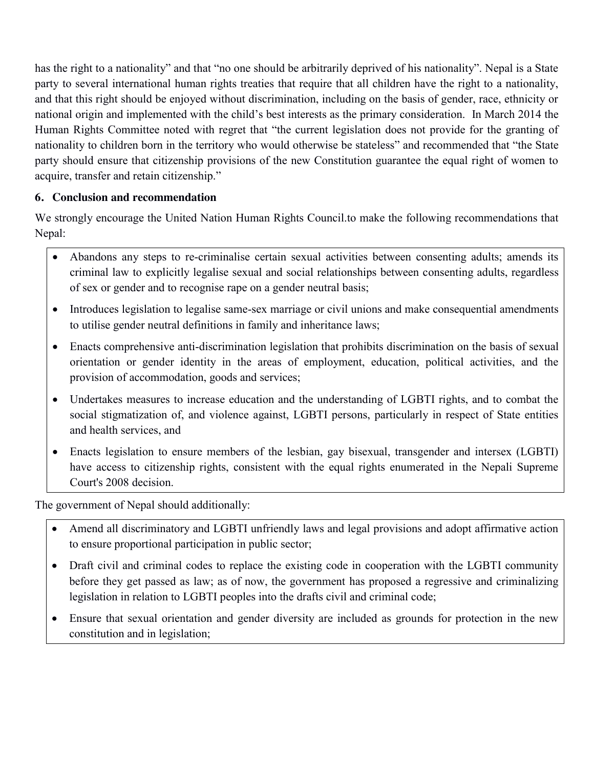has the right to a nationality" and that "no one should be arbitrarily deprived of his nationality". Nepal is a State party to several international human rights treaties that require that all children have the right to a nationality, and that this right should be enjoyed without discrimination, including on the basis of gender, race, ethnicity or national origin and implemented with the child's best interests as the primary consideration. In March 2014 the Human Rights Committee noted with regret that "the current legislation does not provide for the granting of nationality to children born in the territory who would otherwise be stateless" and recommended that "the State party should ensure that citizenship provisions of the new Constitution guarantee the equal right of women to acquire, transfer and retain citizenship."

## 6. Conclusion and recommendation

We strongly encourage the United Nation Human Rights Council.to make the following recommendations that Nepal:

- Abandons any steps to re-criminalise certain sexual activities between consenting adults; amends its criminal law to explicitly legalise sexual and social relationships between consenting adults, regardless of sex or gender and to recognise rape on a gender neutral basis;
- Introduces legislation to legalise same-sex marriage or civil unions and make consequential amendments to utilise gender neutral definitions in family and inheritance laws;
- Enacts comprehensive anti-discrimination legislation that prohibits discrimination on the basis of sexual orientation or gender identity in the areas of employment, education, political activities, and the provision of accommodation, goods and services;
- Undertakes measures to increase education and the understanding of LGBTI rights, and to combat the social stigmatization of, and violence against, LGBTI persons, particularly in respect of State entities and health services, and
- Enacts legislation to ensure members of the lesbian, gay bisexual, transgender and intersex (LGBTI) have access to citizenship rights, consistent with the equal rights enumerated in the Nepali Supreme Court's 2008 decision.

The government of Nepal should additionally:

- Amend all discriminatory and LGBTI unfriendly laws and legal provisions and adopt affirmative action to ensure proportional participation in public sector;
- Draft civil and criminal codes to replace the existing code in cooperation with the LGBTI community before they get passed as law; as of now, the government has proposed a regressive and criminalizing legislation in relation to LGBTI peoples into the drafts civil and criminal code;
- Ensure that sexual orientation and gender diversity are included as grounds for protection in the new constitution and in legislation;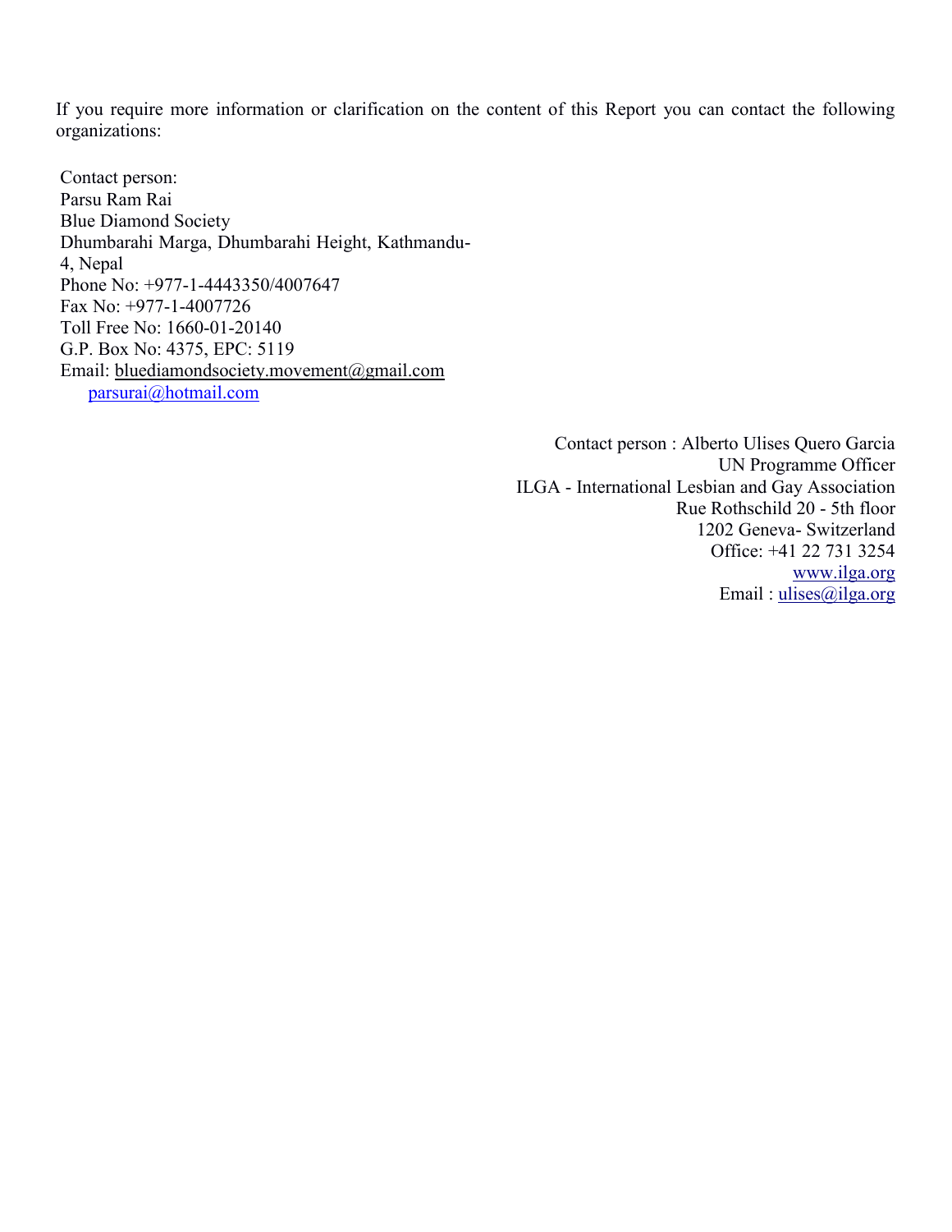If you require more information or clarification on the content of this Report you can contact the following organizations:

Contact person:
Parsu Ram Rai
Blue Diamond Society
Dhumbarahi Marga, Dhumbarahi Height, Kathmandu-4, Nepal
Phone No: +977-1-4443350/4007647
Fax No: +977-1-4007726
Toll Free No: 1660-01-20140
G.P. Box No: 4375, EPC: 5119
Email: bluediamondsociety.movement@gmail.com
parsurai@hotmail.com

Contact person : Alberto Ulises Quero Garcia
UN Programme Officer
ILGA - International Lesbian and Gay Association
Rue Rothschild 20 - 5th floor
1202 Geneva- Switzerland
Office: +41 22 731 3254
www.ilga.org
Email : ulises@ilga.org